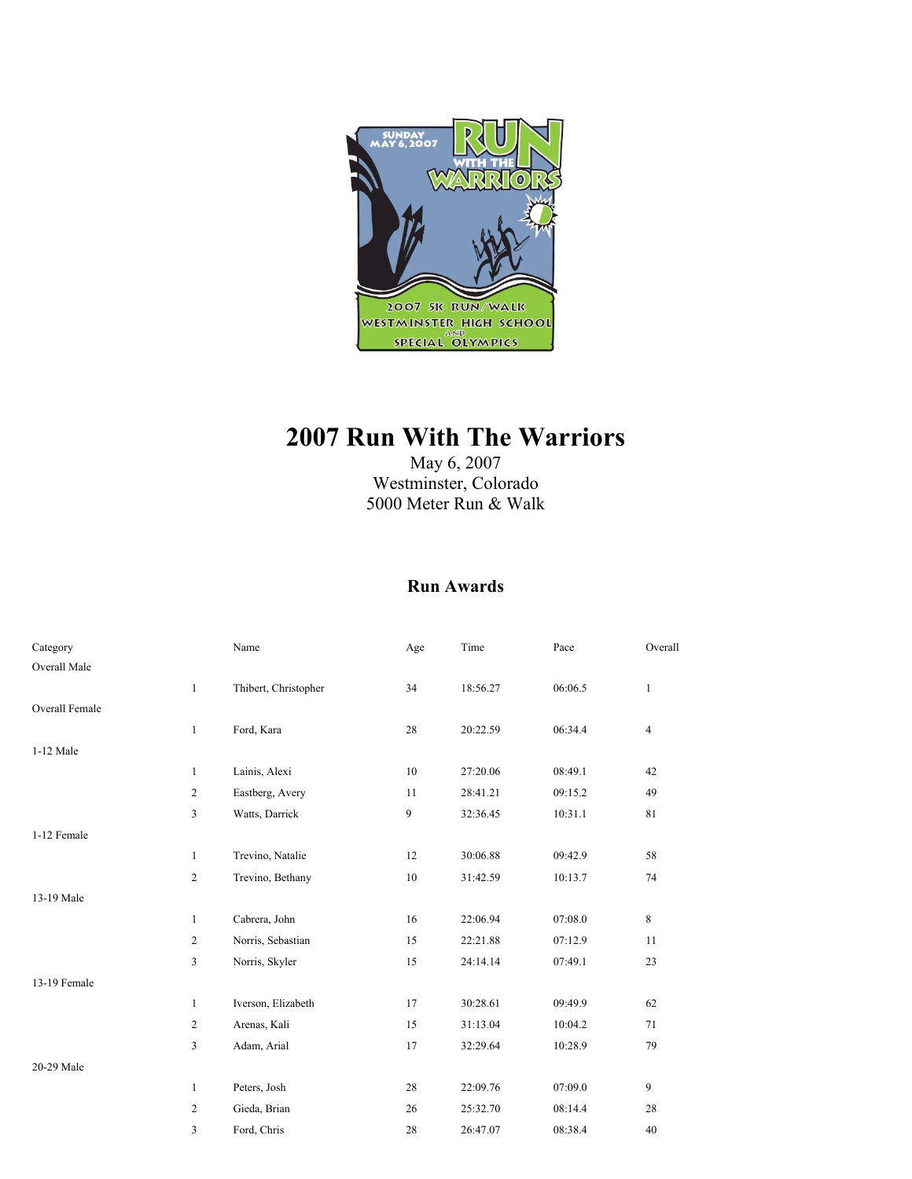# 2007 Run With The Warriors

May 6, 2007
Westminster, Colorado
5000 Meter Run & Walk

## Run Awards

| Category | | Name | Age | Time | Pace | Overall |
|---|---|---|---|---|---|---|
| Overall Male | | | | | | |
| | 1 | Thibert, Christopher | 34 | 18:56.27 | 06:06.5 | 1 |
| Overall Female | | | | | | |
| | 1 | Ford, Kara | 28 | 20:22.59 | 06:34.4 | 4 |
| 1-12 Male | | | | | | |
| | 1 | Lainis, Alexi | 10 | 27:20.06 | 08:49.1 | 42 |
| | 2 | Eastberg, Avery | 11 | 28:41.21 | 09:15.2 | 49 |
| | 3 | Watts, Darrick | 9 | 32:36.45 | 10:31.1 | 81 |
| 1-12 Female | | | | | | |
| | 1 | Trevino, Natalie | 12 | 30:06.88 | 09:42.9 | 58 |
| | 2 | Trevino, Bethany | 10 | 31:42.59 | 10:13.7 | 74 |
| 13-19 Male | | | | | | |
| | 1 | Cabrera, John | 16 | 22:06.94 | 07:08.0 | 8 |
| | 2 | Norris, Sebastian | 15 | 22:21.88 | 07:12.9 | 11 |
| | 3 | Norris, Skyler | 15 | 24:14.14 | 07:49.1 | 23 |
| 13-19 Female | | | | | | |
| | 1 | Iverson, Elizabeth | 17 | 30:28.61 | 09:49.9 | 62 |
| | 2 | Arenas, Kali | 15 | 31:13.04 | 10:04.2 | 71 |
| | 3 | Adam, Arial | 17 | 32:29.64 | 10:28.9 | 79 |
| 20-29 Male | | | | | | |
| | 1 | Peters, Josh | 28 | 22:09.76 | 07:09.0 | 9 |
| | 2 | Gieda, Brian | 26 | 25:32.70 | 08:14.4 | 28 |
| | 3 | Ford, Chris | 28 | 26:47.07 | 08:38.4 | 40 |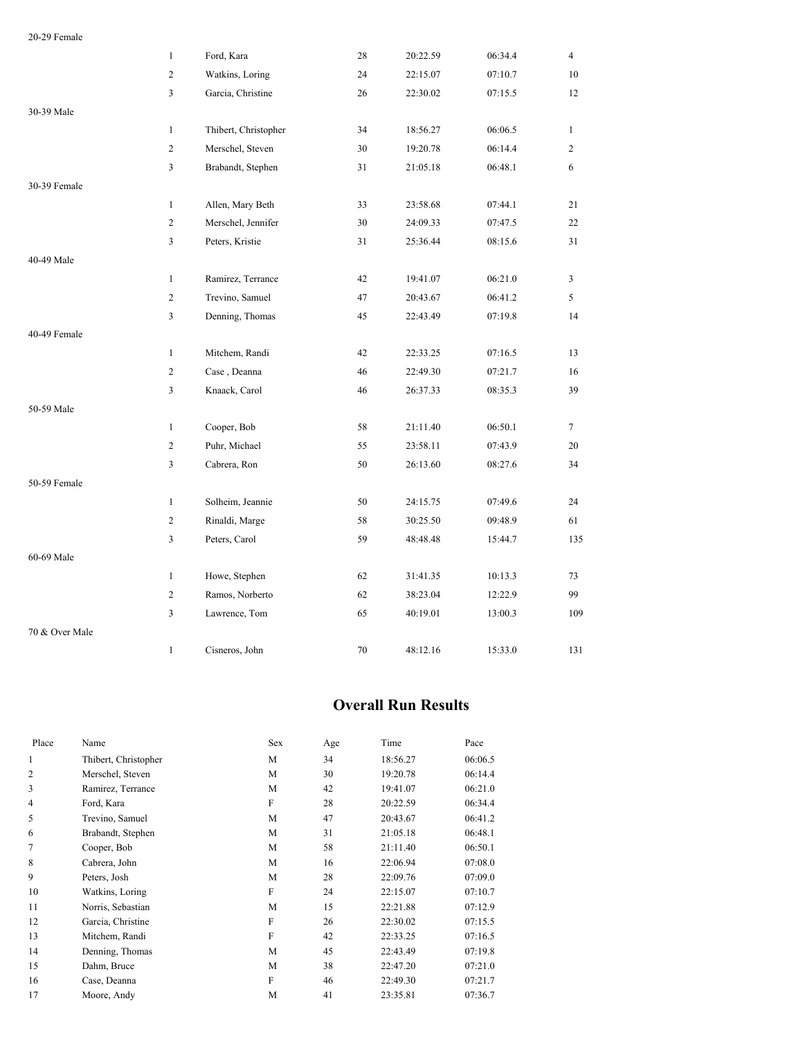20-29 Female

| | | | | | |
|---|---|---|---|---|---|
| 1 | Ford, Kara | 28 | 20:22.59 | 06:34.4 | 4 |
| 2 | Watkins, Loring | 24 | 22:15.07 | 07:10.7 | 10 |
| 3 | Garcia, Christine | 26 | 22:30.02 | 07:15.5 | 12 |

30-39 Male

| | | | | | |
|---|---|---|---|---|---|
| 1 | Thibert, Christopher | 34 | 18:56.27 | 06:06.5 | 1 |
| 2 | Merschel, Steven | 30 | 19:20.78 | 06:14.4 | 2 |
| 3 | Brabandt, Stephen | 31 | 21:05.18 | 06:48.1 | 6 |

30-39 Female

| | | | | | |
|---|---|---|---|---|---|
| 1 | Allen, Mary Beth | 33 | 23:58.68 | 07:44.1 | 21 |
| 2 | Merschel, Jennifer | 30 | 24:09.33 | 07:47.5 | 22 |
| 3 | Peters, Kristie | 31 | 25:36.44 | 08:15.6 | 31 |

40-49 Male

| | | | | | |
|---|---|---|---|---|---|
| 1 | Ramirez, Terrance | 42 | 19:41.07 | 06:21.0 | 3 |
| 2 | Trevino, Samuel | 47 | 20:43.67 | 06:41.2 | 5 |
| 3 | Denning, Thomas | 45 | 22:43.49 | 07:19.8 | 14 |

40-49 Female

| | | | | | |
|---|---|---|---|---|---|
| 1 | Mitchem, Randi | 42 | 22:33.25 | 07:16.5 | 13 |
| 2 | Case , Deanna | 46 | 22:49.30 | 07:21.7 | 16 |
| 3 | Knaack, Carol | 46 | 26:37.33 | 08:35.3 | 39 |

50-59 Male

| | | | | | |
|---|---|---|---|---|---|
| 1 | Cooper, Bob | 58 | 21:11.40 | 06:50.1 | 7 |
| 2 | Puhr, Michael | 55 | 23:58.11 | 07:43.9 | 20 |
| 3 | Cabrera, Ron | 50 | 26:13.60 | 08:27.6 | 34 |

50-59 Female

| | | | | | |
|---|---|---|---|---|---|
| 1 | Solheim, Jeannie | 50 | 24:15.75 | 07:49.6 | 24 |
| 2 | Rinaldi, Marge | 58 | 30:25.50 | 09:48.9 | 61 |
| 3 | Peters, Carol | 59 | 48:48.48 | 15:44.7 | 135 |

60-69 Male

| | | | | | |
|---|---|---|---|---|---|
| 1 | Howe, Stephen | 62 | 31:41.35 | 10:13.3 | 73 |
| 2 | Ramos, Norberto | 62 | 38:23.04 | 12:22.9 | 99 |
| 3 | Lawrence, Tom | 65 | 40:19.01 | 13:00.3 | 109 |

70 & Over Male

| | | | | | |
|---|---|---|---|---|---|
| 1 | Cisneros, John | 70 | 48:12.16 | 15:33.0 | 131 |

## Overall Run Results

| Place | Name | Sex | Age | Time | Pace |
|---|---|---|---|---|---|
| 1 | Thibert, Christopher | M | 34 | 18:56.27 | 06:06.5 |
| 2 | Merschel, Steven | M | 30 | 19:20.78 | 06:14.4 |
| 3 | Ramirez, Terrance | M | 42 | 19:41.07 | 06:21.0 |
| 4 | Ford, Kara | F | 28 | 20:22.59 | 06:34.4 |
| 5 | Trevino, Samuel | M | 47 | 20:43.67 | 06:41.2 |
| 6 | Brabandt, Stephen | M | 31 | 21:05.18 | 06:48.1 |
| 7 | Cooper, Bob | M | 58 | 21:11.40 | 06:50.1 |
| 8 | Cabrera, John | M | 16 | 22:06.94 | 07:08.0 |
| 9 | Peters, Josh | M | 28 | 22:09.76 | 07:09.0 |
| 10 | Watkins, Loring | F | 24 | 22:15.07 | 07:10.7 |
| 11 | Norris, Sebastian | M | 15 | 22:21.88 | 07:12.9 |
| 12 | Garcia, Christine | F | 26 | 22:30.02 | 07:15.5 |
| 13 | Mitchem, Randi | F | 42 | 22:33.25 | 07:16.5 |
| 14 | Denning, Thomas | M | 45 | 22:43.49 | 07:19.8 |
| 15 | Dahm, Bruce | M | 38 | 22:47.20 | 07:21.0 |
| 16 | Case, Deanna | F | 46 | 22:49.30 | 07:21.7 |
| 17 | Moore, Andy | M | 41 | 23:35.81 | 07:36.7 |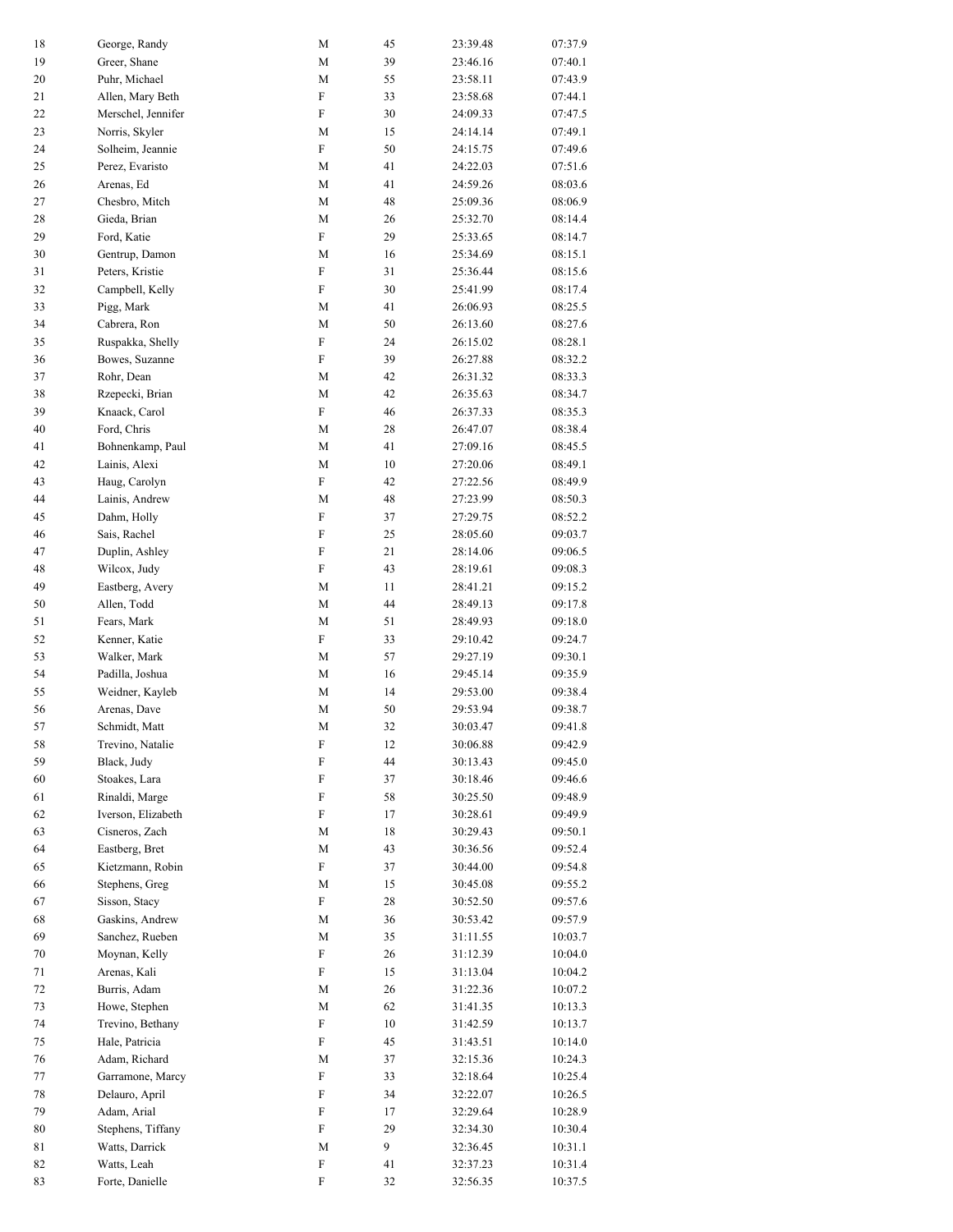| | | | | | |
|---|---|---|---|---|---|
| 18 | George, Randy | M | 45 | 23:39.48 | 07:37.9 |
| 19 | Greer, Shane | M | 39 | 23:46.16 | 07:40.1 |
| 20 | Puhr, Michael | M | 55 | 23:58.11 | 07:43.9 |
| 21 | Allen, Mary Beth | F | 33 | 23:58.68 | 07:44.1 |
| 22 | Merschel, Jennifer | F | 30 | 24:09.33 | 07:47.5 |
| 23 | Norris, Skyler | M | 15 | 24:14.14 | 07:49.1 |
| 24 | Solheim, Jeannie | F | 50 | 24:15.75 | 07:49.6 |
| 25 | Perez, Evaristo | M | 41 | 24:22.03 | 07:51.6 |
| 26 | Arenas, Ed | M | 41 | 24:59.26 | 08:03.6 |
| 27 | Chesbro, Mitch | M | 48 | 25:09.36 | 08:06.9 |
| 28 | Gieda, Brian | M | 26 | 25:32.70 | 08:14.4 |
| 29 | Ford, Katie | F | 29 | 25:33.65 | 08:14.7 |
| 30 | Gentrup, Damon | M | 16 | 25:34.69 | 08:15.1 |
| 31 | Peters, Kristie | F | 31 | 25:36.44 | 08:15.6 |
| 32 | Campbell, Kelly | F | 30 | 25:41.99 | 08:17.4 |
| 33 | Pigg, Mark | M | 41 | 26:06.93 | 08:25.5 |
| 34 | Cabrera, Ron | M | 50 | 26:13.60 | 08:27.6 |
| 35 | Ruspakka, Shelly | F | 24 | 26:15.02 | 08:28.1 |
| 36 | Bowes, Suzanne | F | 39 | 26:27.88 | 08:32.2 |
| 37 | Rohr, Dean | M | 42 | 26:31.32 | 08:33.3 |
| 38 | Rzepecki, Brian | M | 42 | 26:35.63 | 08:34.7 |
| 39 | Knaack, Carol | F | 46 | 26:37.33 | 08:35.3 |
| 40 | Ford, Chris | M | 28 | 26:47.07 | 08:38.4 |
| 41 | Bohnenkamp, Paul | M | 41 | 27:09.16 | 08:45.5 |
| 42 | Lainis, Alexi | M | 10 | 27:20.06 | 08:49.1 |
| 43 | Haug, Carolyn | F | 42 | 27:22.56 | 08:49.9 |
| 44 | Lainis, Andrew | M | 48 | 27:23.99 | 08:50.3 |
| 45 | Dahm, Holly | F | 37 | 27:29.75 | 08:52.2 |
| 46 | Sais, Rachel | F | 25 | 28:05.60 | 09:03.7 |
| 47 | Duplin, Ashley | F | 21 | 28:14.06 | 09:06.5 |
| 48 | Wilcox, Judy | F | 43 | 28:19.61 | 09:08.3 |
| 49 | Eastberg, Avery | M | 11 | 28:41.21 | 09:15.2 |
| 50 | Allen, Todd | M | 44 | 28:49.13 | 09:17.8 |
| 51 | Fears, Mark | M | 51 | 28:49.93 | 09:18.0 |
| 52 | Kenner, Katie | F | 33 | 29:10.42 | 09:24.7 |
| 53 | Walker, Mark | M | 57 | 29:27.19 | 09:30.1 |
| 54 | Padilla, Joshua | M | 16 | 29:45.14 | 09:35.9 |
| 55 | Weidner, Kayleb | M | 14 | 29:53.00 | 09:38.4 |
| 56 | Arenas, Dave | M | 50 | 29:53.94 | 09:38.7 |
| 57 | Schmidt, Matt | M | 32 | 30:03.47 | 09:41.8 |
| 58 | Trevino, Natalie | F | 12 | 30:06.88 | 09:42.9 |
| 59 | Black, Judy | F | 44 | 30:13.43 | 09:45.0 |
| 60 | Stoakes, Lara | F | 37 | 30:18.46 | 09:46.6 |
| 61 | Rinaldi, Marge | F | 58 | 30:25.50 | 09:48.9 |
| 62 | Iverson, Elizabeth | F | 17 | 30:28.61 | 09:49.9 |
| 63 | Cisneros, Zach | M | 18 | 30:29.43 | 09:50.1 |
| 64 | Eastberg, Bret | M | 43 | 30:36.56 | 09:52.4 |
| 65 | Kietzmann, Robin | F | 37 | 30:44.00 | 09:54.8 |
| 66 | Stephens, Greg | M | 15 | 30:45.08 | 09:55.2 |
| 67 | Sisson, Stacy | F | 28 | 30:52.50 | 09:57.6 |
| 68 | Gaskins, Andrew | M | 36 | 30:53.42 | 09:57.9 |
| 69 | Sanchez, Rueben | M | 35 | 31:11.55 | 10:03.7 |
| 70 | Moynan, Kelly | F | 26 | 31:12.39 | 10:04.0 |
| 71 | Arenas, Kali | F | 15 | 31:13.04 | 10:04.2 |
| 72 | Burris, Adam | M | 26 | 31:22.36 | 10:07.2 |
| 73 | Howe, Stephen | M | 62 | 31:41.35 | 10:13.3 |
| 74 | Trevino, Bethany | F | 10 | 31:42.59 | 10:13.7 |
| 75 | Hale, Patricia | F | 45 | 31:43.51 | 10:14.0 |
| 76 | Adam, Richard | M | 37 | 32:15.36 | 10:24.3 |
| 77 | Garramone, Marcy | F | 33 | 32:18.64 | 10:25.4 |
| 78 | Delauro, April | F | 34 | 32:22.07 | 10:26.5 |
| 79 | Adam, Arial | F | 17 | 32:29.64 | 10:28.9 |
| 80 | Stephens, Tiffany | F | 29 | 32:34.30 | 10:30.4 |
| 81 | Watts, Darrick | M | 9 | 32:36.45 | 10:31.1 |
| 82 | Watts, Leah | F | 41 | 32:37.23 | 10:31.4 |
| 83 | Forte, Danielle | F | 32 | 32:56.35 | 10:37.5 |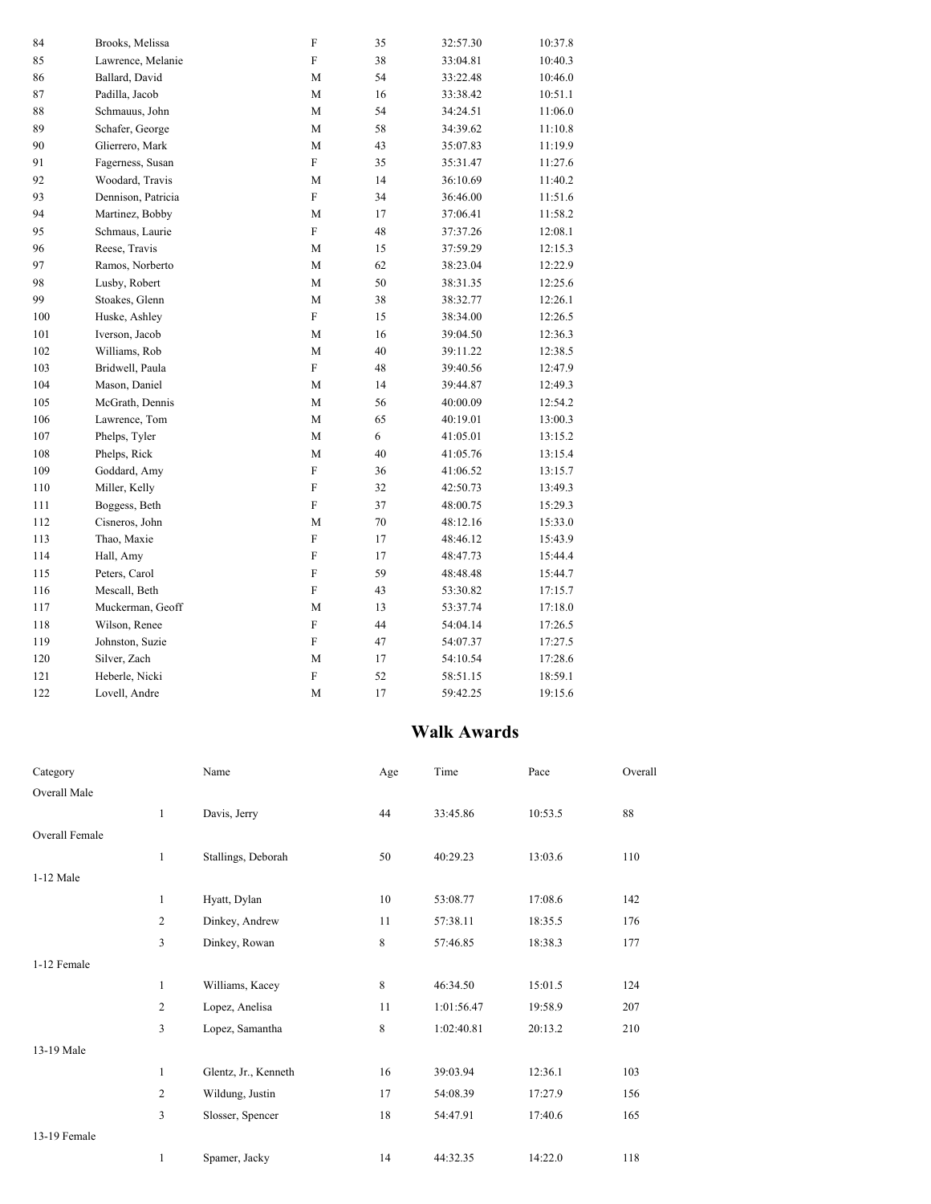| | | | | | |
|---|---|---|---|---|---|
| 84 | Brooks, Melissa | F | 35 | 32:57.30 | 10:37.8 |
| 85 | Lawrence, Melanie | F | 38 | 33:04.81 | 10:40.3 |
| 86 | Ballard, David | M | 54 | 33:22.48 | 10:46.0 |
| 87 | Padilla, Jacob | M | 16 | 33:38.42 | 10:51.1 |
| 88 | Schmauus, John | M | 54 | 34:24.51 | 11:06.0 |
| 89 | Schafer, George | M | 58 | 34:39.62 | 11:10.8 |
| 90 | Glierrero, Mark | M | 43 | 35:07.83 | 11:19.9 |
| 91 | Fagerness, Susan | F | 35 | 35:31.47 | 11:27.6 |
| 92 | Woodard, Travis | M | 14 | 36:10.69 | 11:40.2 |
| 93 | Dennison, Patricia | F | 34 | 36:46.00 | 11:51.6 |
| 94 | Martinez, Bobby | M | 17 | 37:06.41 | 11:58.2 |
| 95 | Schmaus, Laurie | F | 48 | 37:37.26 | 12:08.1 |
| 96 | Reese, Travis | M | 15 | 37:59.29 | 12:15.3 |
| 97 | Ramos, Norberto | M | 62 | 38:23.04 | 12:22.9 |
| 98 | Lusby, Robert | M | 50 | 38:31.35 | 12:25.6 |
| 99 | Stoakes, Glenn | M | 38 | 38:32.77 | 12:26.1 |
| 100 | Huske, Ashley | F | 15 | 38:34.00 | 12:26.5 |
| 101 | Iverson, Jacob | M | 16 | 39:04.50 | 12:36.3 |
| 102 | Williams, Rob | M | 40 | 39:11.22 | 12:38.5 |
| 103 | Bridwell, Paula | F | 48 | 39:40.56 | 12:47.9 |
| 104 | Mason, Daniel | M | 14 | 39:44.87 | 12:49.3 |
| 105 | McGrath, Dennis | M | 56 | 40:00.09 | 12:54.2 |
| 106 | Lawrence, Tom | M | 65 | 40:19.01 | 13:00.3 |
| 107 | Phelps, Tyler | M | 6 | 41:05.01 | 13:15.2 |
| 108 | Phelps, Rick | M | 40 | 41:05.76 | 13:15.4 |
| 109 | Goddard, Amy | F | 36 | 41:06.52 | 13:15.7 |
| 110 | Miller, Kelly | F | 32 | 42:50.73 | 13:49.3 |
| 111 | Boggess, Beth | F | 37 | 48:00.75 | 15:29.3 |
| 112 | Cisneros, John | M | 70 | 48:12.16 | 15:33.0 |
| 113 | Thao, Maxie | F | 17 | 48:46.12 | 15:43.9 |
| 114 | Hall, Amy | F | 17 | 48:47.73 | 15:44.4 |
| 115 | Peters, Carol | F | 59 | 48:48.48 | 15:44.7 |
| 116 | Mescall, Beth | F | 43 | 53:30.82 | 17:15.7 |
| 117 | Muckerman, Geoff | M | 13 | 53:37.74 | 17:18.0 |
| 118 | Wilson, Renee | F | 44 | 54:04.14 | 17:26.5 |
| 119 | Johnston, Suzie | F | 47 | 54:07.37 | 17:27.5 |
| 120 | Silver, Zach | M | 17 | 54:10.54 | 17:28.6 |
| 121 | Heberle, Nicki | F | 52 | 58:51.15 | 18:59.1 |
| 122 | Lovell, Andre | M | 17 | 59:42.25 | 19:15.6 |

## Walk Awards

| Category | | Name | Age | Time | Pace | Overall |
|---|---|---|---|---|---|---|
| Overall Male | | | | | | |
| | 1 | Davis, Jerry | 44 | 33:45.86 | 10:53.5 | 88 |
| Overall Female | | | | | | |
| | 1 | Stallings, Deborah | 50 | 40:29.23 | 13:03.6 | 110 |
| 1-12 Male | | | | | | |
| | 1 | Hyatt, Dylan | 10 | 53:08.77 | 17:08.6 | 142 |
| | 2 | Dinkey, Andrew | 11 | 57:38.11 | 18:35.5 | 176 |
| | 3 | Dinkey, Rowan | 8 | 57:46.85 | 18:38.3 | 177 |
| 1-12 Female | | | | | | |
| | 1 | Williams, Kacey | 8 | 46:34.50 | 15:01.5 | 124 |
| | 2 | Lopez, Anelisa | 11 | 1:01:56.47 | 19:58.9 | 207 |
| | 3 | Lopez, Samantha | 8 | 1:02:40.81 | 20:13.2 | 210 |
| 13-19 Male | | | | | | |
| | 1 | Glentz, Jr., Kenneth | 16 | 39:03.94 | 12:36.1 | 103 |
| | 2 | Wildung, Justin | 17 | 54:08.39 | 17:27.9 | 156 |
| | 3 | Slosser, Spencer | 18 | 54:47.91 | 17:40.6 | 165 |
| 13-19 Female | | | | | | |
| | 1 | Spamer, Jacky | 14 | 44:32.35 | 14:22.0 | 118 |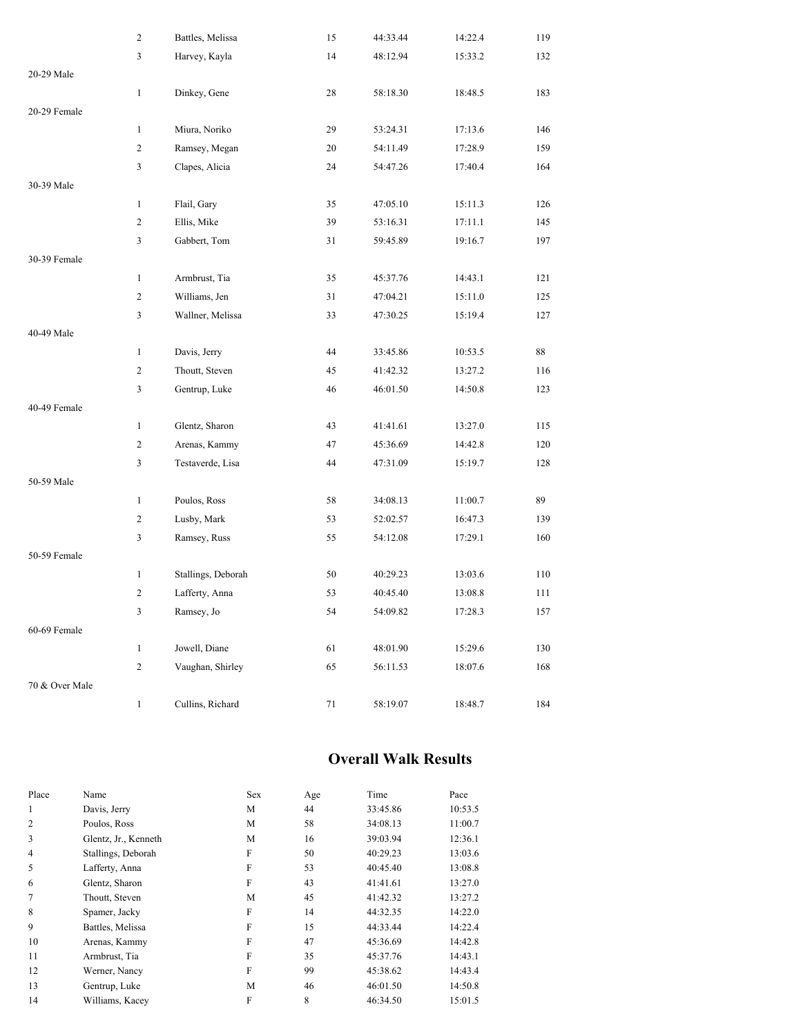| | Place | Name | Age | Time | Pace | Overall |
|---|---|---|---|---|---|---|
| | 2 | Battles, Melissa | 15 | 44:33.44 | 14:22.4 | 119 |
| | 3 | Harvey, Kayla | 14 | 48:12.94 | 15:33.2 | 132 |
| 20-29 Male | | | | | | |
| | 1 | Dinkey, Gene | 28 | 58:18.30 | 18:48.5 | 183 |
| 20-29 Female | | | | | | |
| | 1 | Miura, Noriko | 29 | 53:24.31 | 17:13.6 | 146 |
| | 2 | Ramsey, Megan | 20 | 54:11.49 | 17:28.9 | 159 |
| | 3 | Clapes, Alicia | 24 | 54:47.26 | 17:40.4 | 164 |
| 30-39 Male | | | | | | |
| | 1 | Flail, Gary | 35 | 47:05.10 | 15:11.3 | 126 |
| | 2 | Ellis, Mike | 39 | 53:16.31 | 17:11.1 | 145 |
| | 3 | Gabbert, Tom | 31 | 59:45.89 | 19:16.7 | 197 |
| 30-39 Female | | | | | | |
| | 1 | Armbrust, Tia | 35 | 45:37.76 | 14:43.1 | 121 |
| | 2 | Williams, Jen | 31 | 47:04.21 | 15:11.0 | 125 |
| | 3 | Wallner, Melissa | 33 | 47:30.25 | 15:19.4 | 127 |
| 40-49 Male | | | | | | |
| | 1 | Davis, Jerry | 44 | 33:45.86 | 10:53.5 | 88 |
| | 2 | Thoutt, Steven | 45 | 41:42.32 | 13:27.2 | 116 |
| | 3 | Gentrup, Luke | 46 | 46:01.50 | 14:50.8 | 123 |
| 40-49 Female | | | | | | |
| | 1 | Glentz, Sharon | 43 | 41:41.61 | 13:27.0 | 115 |
| | 2 | Arenas, Kammy | 47 | 45:36.69 | 14:42.8 | 120 |
| | 3 | Testaverde, Lisa | 44 | 47:31.09 | 15:19.7 | 128 |
| 50-59 Male | | | | | | |
| | 1 | Poulos, Ross | 58 | 34:08.13 | 11:00.7 | 89 |
| | 2 | Lusby, Mark | 53 | 52:02.57 | 16:47.3 | 139 |
| | 3 | Ramsey, Russ | 55 | 54:12.08 | 17:29.1 | 160 |
| 50-59 Female | | | | | | |
| | 1 | Stallings, Deborah | 50 | 40:29.23 | 13:03.6 | 110 |
| | 2 | Lafferty, Anna | 53 | 40:45.40 | 13:08.8 | 111 |
| | 3 | Ramsey, Jo | 54 | 54:09.82 | 17:28.3 | 157 |
| 60-69 Female | | | | | | |
| | 1 | Jowell, Diane | 61 | 48:01.90 | 15:29.6 | 130 |
| | 2 | Vaughan, Shirley | 65 | 56:11.53 | 18:07.6 | 168 |
| 70 & Over Male | | | | | | |
| | 1 | Cullins, Richard | 71 | 58:19.07 | 18:48.7 | 184 |

## Overall Walk Results

| Place | Name | Sex | Age | Time | Pace |
|---|---|---|---|---|---|
| 1 | Davis, Jerry | M | 44 | 33:45.86 | 10:53.5 |
| 2 | Poulos, Ross | M | 58 | 34:08.13 | 11:00.7 |
| 3 | Glentz, Jr., Kenneth | M | 16 | 39:03.94 | 12:36.1 |
| 4 | Stallings, Deborah | F | 50 | 40:29.23 | 13:03.6 |
| 5 | Lafferty, Anna | F | 53 | 40:45.40 | 13:08.8 |
| 6 | Glentz, Sharon | F | 43 | 41:41.61 | 13:27.0 |
| 7 | Thoutt, Steven | M | 45 | 41:42.32 | 13:27.2 |
| 8 | Spamer, Jacky | F | 14 | 44:32.35 | 14:22.0 |
| 9 | Battles, Melissa | F | 15 | 44:33.44 | 14:22.4 |
| 10 | Arenas, Kammy | F | 47 | 45:36.69 | 14:42.8 |
| 11 | Armbrust, Tia | F | 35 | 45:37.76 | 14:43.1 |
| 12 | Werner, Nancy | F | 99 | 45:38.62 | 14:43.4 |
| 13 | Gentrup, Luke | M | 46 | 46:01.50 | 14:50.8 |
| 14 | Williams, Kacey | F | 8 | 46:34.50 | 15:01.5 |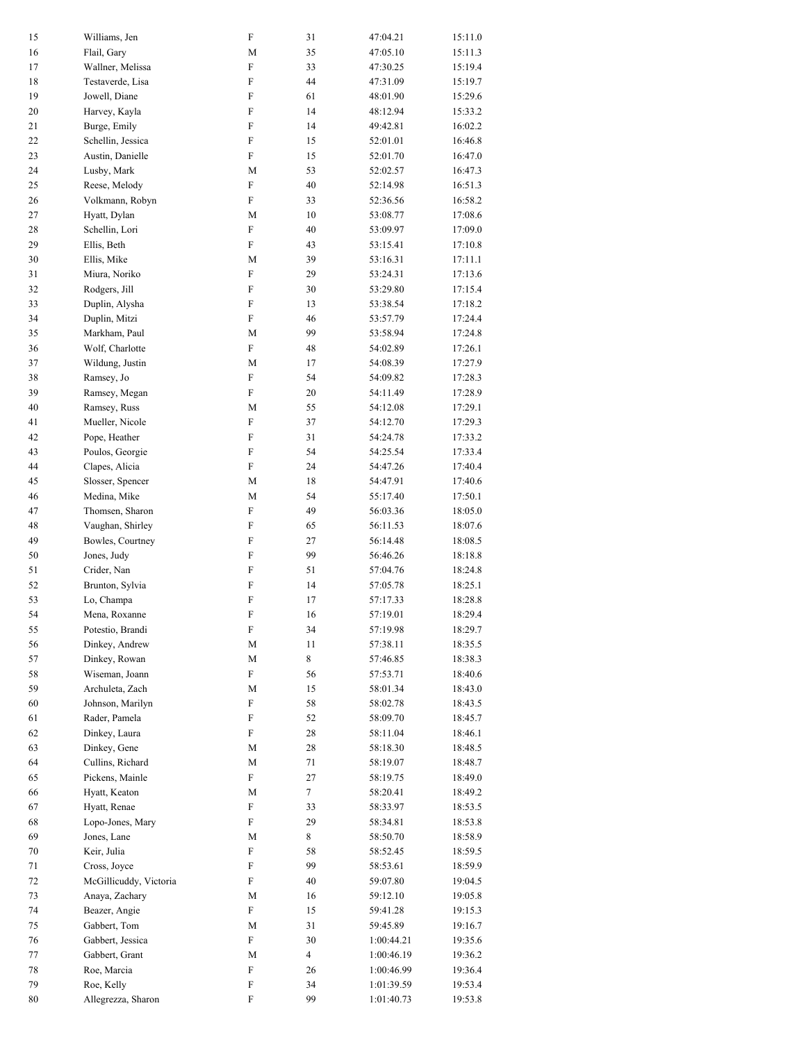| | | | | | |
|---|---|---|---|---|---|
| 15 | Williams, Jen | F | 31 | 47:04.21 | 15:11.0 |
| 16 | Flail, Gary | M | 35 | 47:05.10 | 15:11.3 |
| 17 | Wallner, Melissa | F | 33 | 47:30.25 | 15:19.4 |
| 18 | Testaverde, Lisa | F | 44 | 47:31.09 | 15:19.7 |
| 19 | Jowell, Diane | F | 61 | 48:01.90 | 15:29.6 |
| 20 | Harvey, Kayla | F | 14 | 48:12.94 | 15:33.2 |
| 21 | Burge, Emily | F | 14 | 49:42.81 | 16:02.2 |
| 22 | Schellin, Jessica | F | 15 | 52:01.01 | 16:46.8 |
| 23 | Austin, Danielle | F | 15 | 52:01.70 | 16:47.0 |
| 24 | Lusby, Mark | M | 53 | 52:02.57 | 16:47.3 |
| 25 | Reese, Melody | F | 40 | 52:14.98 | 16:51.3 |
| 26 | Volkmann, Robyn | F | 33 | 52:36.56 | 16:58.2 |
| 27 | Hyatt, Dylan | M | 10 | 53:08.77 | 17:08.6 |
| 28 | Schellin, Lori | F | 40 | 53:09.97 | 17:09.0 |
| 29 | Ellis, Beth | F | 43 | 53:15.41 | 17:10.8 |
| 30 | Ellis, Mike | M | 39 | 53:16.31 | 17:11.1 |
| 31 | Miura, Noriko | F | 29 | 53:24.31 | 17:13.6 |
| 32 | Rodgers, Jill | F | 30 | 53:29.80 | 17:15.4 |
| 33 | Duplin, Alysha | F | 13 | 53:38.54 | 17:18.2 |
| 34 | Duplin, Mitzi | F | 46 | 53:57.79 | 17:24.4 |
| 35 | Markham, Paul | M | 99 | 53:58.94 | 17:24.8 |
| 36 | Wolf, Charlotte | F | 48 | 54:02.89 | 17:26.1 |
| 37 | Wildung, Justin | M | 17 | 54:08.39 | 17:27.9 |
| 38 | Ramsey, Jo | F | 54 | 54:09.82 | 17:28.3 |
| 39 | Ramsey, Megan | F | 20 | 54:11.49 | 17:28.9 |
| 40 | Ramsey, Russ | M | 55 | 54:12.08 | 17:29.1 |
| 41 | Mueller, Nicole | F | 37 | 54:12.70 | 17:29.3 |
| 42 | Pope, Heather | F | 31 | 54:24.78 | 17:33.2 |
| 43 | Poulos, Georgie | F | 54 | 54:25.54 | 17:33.4 |
| 44 | Clapes, Alicia | F | 24 | 54:47.26 | 17:40.4 |
| 45 | Slosser, Spencer | M | 18 | 54:47.91 | 17:40.6 |
| 46 | Medina, Mike | M | 54 | 55:17.40 | 17:50.1 |
| 47 | Thomsen, Sharon | F | 49 | 56:03.36 | 18:05.0 |
| 48 | Vaughan, Shirley | F | 65 | 56:11.53 | 18:07.6 |
| 49 | Bowles, Courtney | F | 27 | 56:14.48 | 18:08.5 |
| 50 | Jones, Judy | F | 99 | 56:46.26 | 18:18.8 |
| 51 | Crider, Nan | F | 51 | 57:04.76 | 18:24.8 |
| 52 | Brunton, Sylvia | F | 14 | 57:05.78 | 18:25.1 |
| 53 | Lo, Champa | F | 17 | 57:17.33 | 18:28.8 |
| 54 | Mena, Roxanne | F | 16 | 57:19.01 | 18:29.4 |
| 55 | Potestio, Brandi | F | 34 | 57:19.98 | 18:29.7 |
| 56 | Dinkey, Andrew | M | 11 | 57:38.11 | 18:35.5 |
| 57 | Dinkey, Rowan | M | 8 | 57:46.85 | 18:38.3 |
| 58 | Wiseman, Joann | F | 56 | 57:53.71 | 18:40.6 |
| 59 | Archuleta, Zach | M | 15 | 58:01.34 | 18:43.0 |
| 60 | Johnson, Marilyn | F | 58 | 58:02.78 | 18:43.5 |
| 61 | Rader, Pamela | F | 52 | 58:09.70 | 18:45.7 |
| 62 | Dinkey, Laura | F | 28 | 58:11.04 | 18:46.1 |
| 63 | Dinkey, Gene | M | 28 | 58:18.30 | 18:48.5 |
| 64 | Cullins, Richard | M | 71 | 58:19.07 | 18:48.7 |
| 65 | Pickens, Mainle | F | 27 | 58:19.75 | 18:49.0 |
| 66 | Hyatt, Keaton | M | 7 | 58:20.41 | 18:49.2 |
| 67 | Hyatt, Renae | F | 33 | 58:33.97 | 18:53.5 |
| 68 | Lopo-Jones, Mary | F | 29 | 58:34.81 | 18:53.8 |
| 69 | Jones, Lane | M | 8 | 58:50.70 | 18:58.9 |
| 70 | Keir, Julia | F | 58 | 58:52.45 | 18:59.5 |
| 71 | Cross, Joyce | F | 99 | 58:53.61 | 18:59.9 |
| 72 | McGillicuddy, Victoria | F | 40 | 59:07.80 | 19:04.5 |
| 73 | Anaya, Zachary | M | 16 | 59:12.10 | 19:05.8 |
| 74 | Beazer, Angie | F | 15 | 59:41.28 | 19:15.3 |
| 75 | Gabbert, Tom | M | 31 | 59:45.89 | 19:16.7 |
| 76 | Gabbert, Jessica | F | 30 | 1:00:44.21 | 19:35.6 |
| 77 | Gabbert, Grant | M | 4 | 1:00:46.19 | 19:36.2 |
| 78 | Roe, Marcia | F | 26 | 1:00:46.99 | 19:36.4 |
| 79 | Roe, Kelly | F | 34 | 1:01:39.59 | 19:53.4 |
| 80 | Allegrezza, Sharon | F | 99 | 1:01:40.73 | 19:53.8 |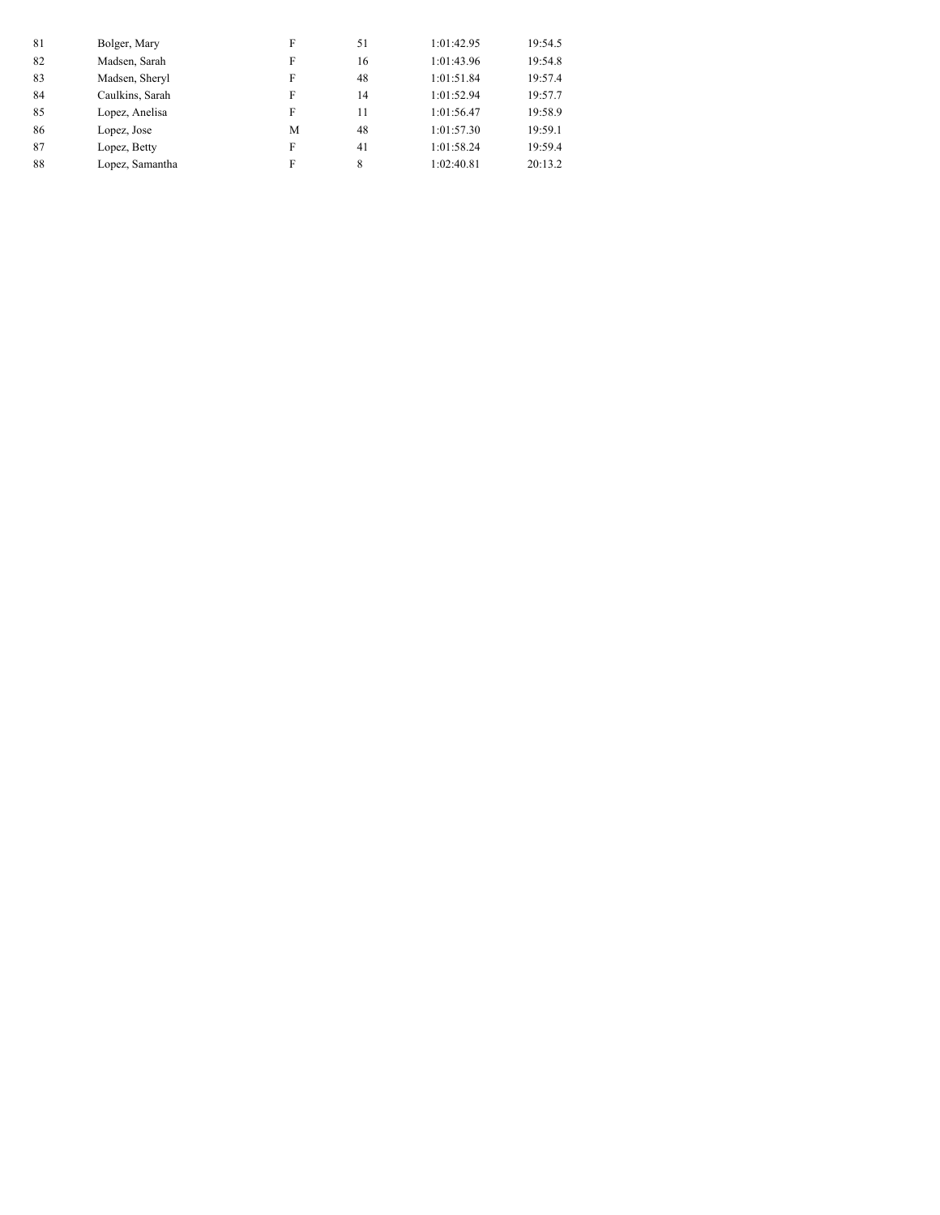| | | | | | |
|---|---|---|---|---|---|
| 81 | Bolger, Mary | F | 51 | 1:01:42.95 | 19:54.5 |
| 82 | Madsen, Sarah | F | 16 | 1:01:43.96 | 19:54.8 |
| 83 | Madsen, Sheryl | F | 48 | 1:01:51.84 | 19:57.4 |
| 84 | Caulkins, Sarah | F | 14 | 1:01:52.94 | 19:57.7 |
| 85 | Lopez, Anelisa | F | 11 | 1:01:56.47 | 19:58.9 |
| 86 | Lopez, Jose | M | 48 | 1:01:57.30 | 19:59.1 |
| 87 | Lopez, Betty | F | 41 | 1:01:58.24 | 19:59.4 |
| 88 | Lopez, Samantha | F | 8 | 1:02:40.81 | 20:13.2 |